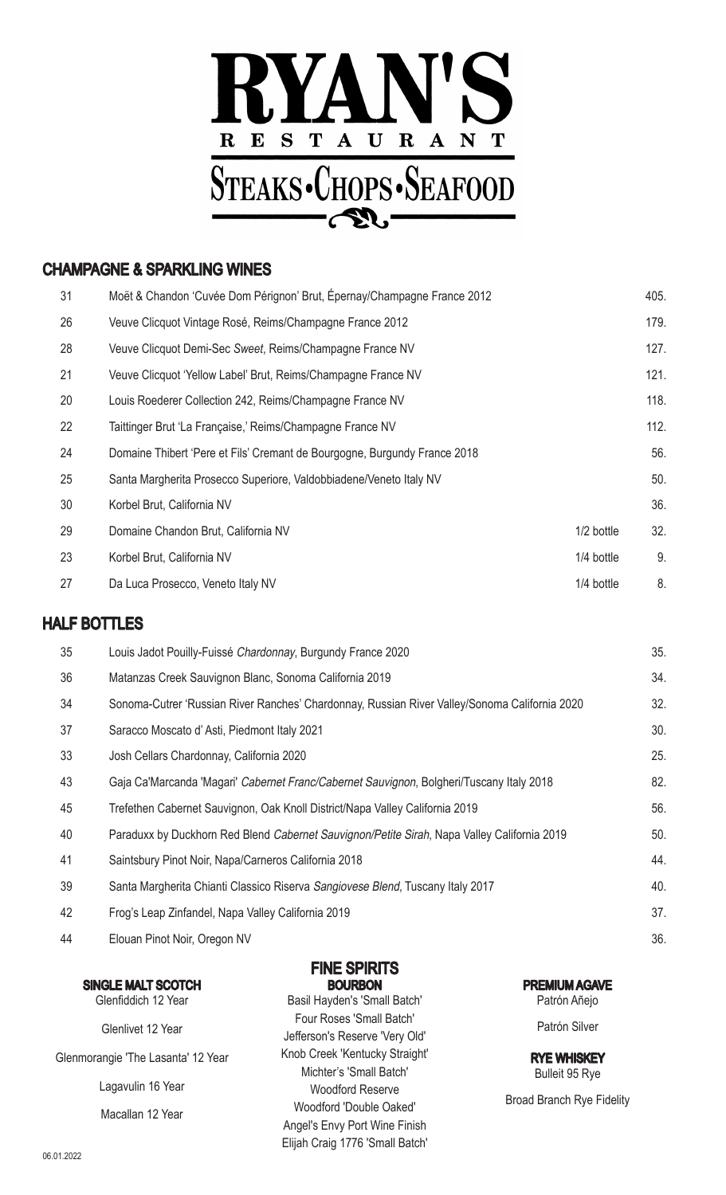# RYAN'S

RESTAURANT

STEAKS • CHOPS • SEAFOOD

## CHAMPAGNE & SPARKLING WINES

| | | | |
|---|---|---|---|
| 31 | Moët & Chandon 'Cuvée Dom Pérignon' Brut, Épernay/Champagne France 2012 | | 405. |
| 26 | Veuve Clicquot Vintage Rosé, Reims/Champagne France 2012 | | 179. |
| 28 | Veuve Clicquot Demi-Sec *Sweet*, Reims/Champagne France NV | | 127. |
| 21 | Veuve Clicquot 'Yellow Label' Brut, Reims/Champagne France NV | | 121. |
| 20 | Louis Roederer Collection 242, Reims/Champagne France NV | | 118. |
| 22 | Taittinger Brut 'La Française,' Reims/Champagne France NV | | 112. |
| 24 | Domaine Thibert 'Pere et Fils' Cremant de Bourgogne, Burgundy France 2018 | | 56. |
| 25 | Santa Margherita Prosecco Superiore, Valdobbiadene/Veneto Italy NV | | 50. |
| 30 | Korbel Brut, California NV | | 36. |
| 29 | Domaine Chandon Brut, California NV | 1/2 bottle | 32. |
| 23 | Korbel Brut, California NV | 1/4 bottle | 9. |
| 27 | Da Luca Prosecco, Veneto Italy NV | 1/4 bottle | 8. |

## HALF BOTTLES

| | | |
|---|---|---|
| 35 | Louis Jadot Pouilly-Fuissé *Chardonnay*, Burgundy France 2020 | 35. |
| 36 | Matanzas Creek Sauvignon Blanc, Sonoma California 2019 | 34. |
| 34 | Sonoma-Cutrer 'Russian River Ranches' Chardonnay, Russian River Valley/Sonoma California 2020 | 32. |
| 37 | Saracco Moscato d' Asti, Piedmont Italy 2021 | 30. |
| 33 | Josh Cellars Chardonnay, California 2020 | 25. |
| 43 | Gaja Ca'Marcanda 'Magari' *Cabernet Franc/Cabernet Sauvignon*, Bolgheri/Tuscany Italy 2018 | 82. |
| 45 | Trefethen Cabernet Sauvignon, Oak Knoll District/Napa Valley California 2019 | 56. |
| 40 | Paraduxx by Duckhorn Red Blend *Cabernet Sauvignon/Petite Sirah*, Napa Valley California 2019 | 50. |
| 41 | Saintsbury Pinot Noir, Napa/Carneros California 2018 | 44. |
| 39 | Santa Margherita Chianti Classico Riserva *Sangiovese Blend*, Tuscany Italy 2017 | 40. |
| 42 | Frog's Leap Zinfandel, Napa Valley California 2019 | 37. |
| 44 | Elouan Pinot Noir, Oregon NV | 36. |

## FINE SPIRITS

### SINGLE MALT SCOTCH

Glenfiddich 12 Year

Glenlivet 12 Year

Glenmorangie 'The Lasanta' 12 Year

Lagavulin 16 Year

Macallan 12 Year

### BOURBON

Basil Hayden's 'Small Batch'

Four Roses 'Small Batch'

Jefferson's Reserve 'Very Old'

Knob Creek 'Kentucky Straight'

Michter's 'Small Batch'

Woodford Reserve

Woodford 'Double Oaked'

Angel's Envy Port Wine Finish

Elijah Craig 1776 'Small Batch'

### PREMIUM AGAVE

Patrón Añejo

Patrón Silver

### RYE WHISKEY

Bulleit 95 Rye

Broad Branch Rye Fidelity

06.01.2022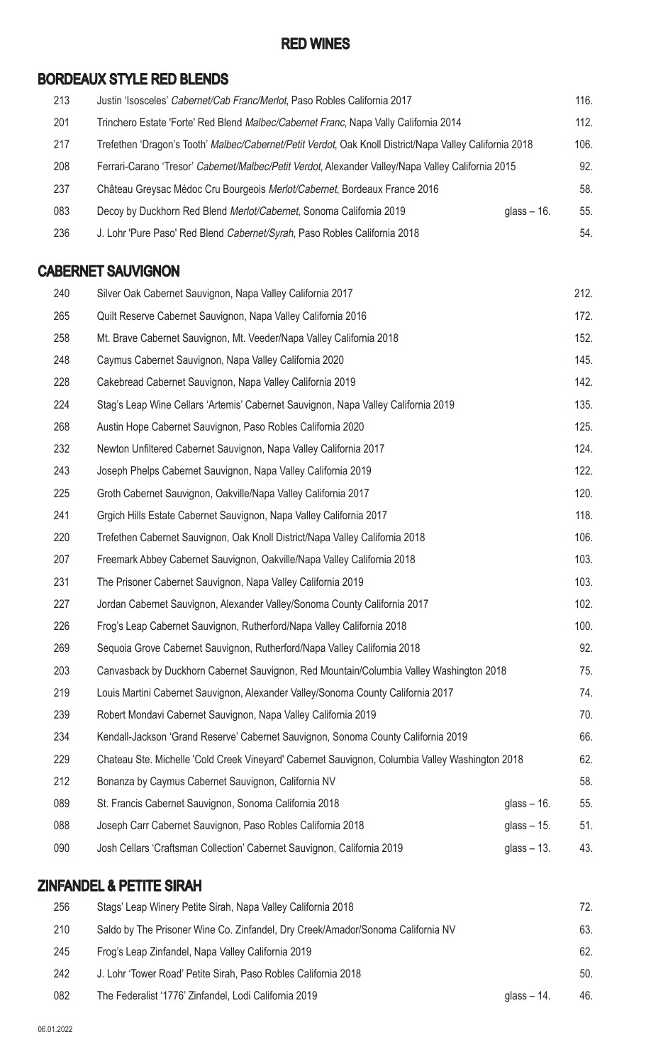# RED WINES

## BORDEAUX STYLE RED BLENDS

| | | | |
|---|---|---|---|
| 213 | Justin 'Isosceles' *Cabernet/Cab Franc/Merlot*, Paso Robles California 2017 | | 116. |
| 201 | Trinchero Estate 'Forte' Red Blend *Malbec/Cabernet Franc*, Napa Vally California 2014 | | 112. |
| 217 | Trefethen 'Dragon's Tooth' *Malbec/Cabernet/Petit Verdot*, Oak Knoll District/Napa Valley California 2018 | | 106. |
| 208 | Ferrari-Carano 'Tresor' *Cabernet/Malbec/Petit Verdot*, Alexander Valley/Napa Valley California 2015 | | 92. |
| 237 | Château Greysac Médoc Cru Bourgeois *Merlot/Cabernet*, Bordeaux France 2016 | | 58. |
| 083 | Decoy by Duckhorn Red Blend *Merlot/Cabernet*, Sonoma California 2019 | glass – 16. | 55. |
| 236 | J. Lohr 'Pure Paso' Red Blend *Cabernet/Syrah*, Paso Robles California 2018 | | 54. |

## CABERNET SAUVIGNON

| | | | |
|---|---|---|---|
| 240 | Silver Oak Cabernet Sauvignon, Napa Valley California 2017 | | 212. |
| 265 | Quilt Reserve Cabernet Sauvignon, Napa Valley California 2016 | | 172. |
| 258 | Mt. Brave Cabernet Sauvignon, Mt. Veeder/Napa Valley California 2018 | | 152. |
| 248 | Caymus Cabernet Sauvignon, Napa Valley California 2020 | | 145. |
| 228 | Cakebread Cabernet Sauvignon, Napa Valley California 2019 | | 142. |
| 224 | Stag's Leap Wine Cellars 'Artemis' Cabernet Sauvignon, Napa Valley California 2019 | | 135. |
| 268 | Austin Hope Cabernet Sauvignon, Paso Robles California 2020 | | 125. |
| 232 | Newton Unfiltered Cabernet Sauvignon, Napa Valley California 2017 | | 124. |
| 243 | Joseph Phelps Cabernet Sauvignon, Napa Valley California 2019 | | 122. |
| 225 | Groth Cabernet Sauvignon, Oakville/Napa Valley California 2017 | | 120. |
| 241 | Grgich Hills Estate Cabernet Sauvignon, Napa Valley California 2017 | | 118. |
| 220 | Trefethen Cabernet Sauvignon, Oak Knoll District/Napa Valley California 2018 | | 106. |
| 207 | Freemark Abbey Cabernet Sauvignon, Oakville/Napa Valley California 2018 | | 103. |
| 231 | The Prisoner Cabernet Sauvignon, Napa Valley California 2019 | | 103. |
| 227 | Jordan Cabernet Sauvignon, Alexander Valley/Sonoma County California 2017 | | 102. |
| 226 | Frog's Leap Cabernet Sauvignon, Rutherford/Napa Valley California 2018 | | 100. |
| 269 | Sequoia Grove Cabernet Sauvignon, Rutherford/Napa Valley California 2018 | | 92. |
| 203 | Canvasback by Duckhorn Cabernet Sauvignon, Red Mountain/Columbia Valley Washington 2018 | | 75. |
| 219 | Louis Martini Cabernet Sauvignon, Alexander Valley/Sonoma County California 2017 | | 74. |
| 239 | Robert Mondavi Cabernet Sauvignon, Napa Valley California 2019 | | 70. |
| 234 | Kendall-Jackson 'Grand Reserve' Cabernet Sauvignon, Sonoma County California 2019 | | 66. |
| 229 | Chateau Ste. Michelle 'Cold Creek Vineyard' Cabernet Sauvignon, Columbia Valley Washington 2018 | | 62. |
| 212 | Bonanza by Caymus Cabernet Sauvignon, California NV | | 58. |
| 089 | St. Francis Cabernet Sauvignon, Sonoma California 2018 | glass – 16. | 55. |
| 088 | Joseph Carr Cabernet Sauvignon, Paso Robles California 2018 | glass – 15. | 51. |
| 090 | Josh Cellars 'Craftsman Collection' Cabernet Sauvignon, California 2019 | glass – 13. | 43. |

## ZINFANDEL & PETITE SIRAH

| | | | |
|---|---|---|---|
| 256 | Stags' Leap Winery Petite Sirah, Napa Valley California 2018 | | 72. |
| 210 | Saldo by The Prisoner Wine Co. Zinfandel, Dry Creek/Amador/Sonoma California NV | | 63. |
| 245 | Frog's Leap Zinfandel, Napa Valley California 2019 | | 62. |
| 242 | J. Lohr 'Tower Road' Petite Sirah, Paso Robles California 2018 | | 50. |
| 082 | The Federalist '1776' Zinfandel, Lodi California 2019 | glass – 14. | 46. |

06.01.2022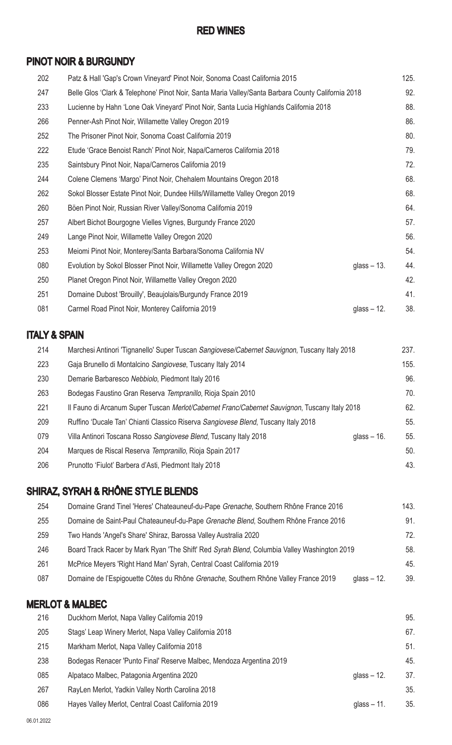# RED WINES

## PINOT NOIR & BURGUNDY

| | | | |
|---|---|---|---|
| 202 | Patz & Hall 'Gap's Crown Vineyard' Pinot Noir, Sonoma Coast California 2015 | | 125. |
| 247 | Belle Glos 'Clark & Telephone' Pinot Noir, Santa Maria Valley/Santa Barbara County California 2018 | | 92. |
| 233 | Lucienne by Hahn 'Lone Oak Vineyard' Pinot Noir, Santa Lucia Highlands California 2018 | | 88. |
| 266 | Penner-Ash Pinot Noir, Willamette Valley Oregon 2019 | | 86. |
| 252 | The Prisoner Pinot Noir, Sonoma Coast California 2019 | | 80. |
| 222 | Etude 'Grace Benoist Ranch' Pinot Noir, Napa/Carneros California 2018 | | 79. |
| 235 | Saintsbury Pinot Noir, Napa/Carneros California 2019 | | 72. |
| 244 | Colene Clemens 'Margo' Pinot Noir, Chehalem Mountains Oregon 2018 | | 68. |
| 262 | Sokol Blosser Estate Pinot Noir, Dundee Hills/Willamette Valley Oregon 2019 | | 68. |
| 260 | Böen Pinot Noir, Russian River Valley/Sonoma California 2019 | | 64. |
| 257 | Albert Bichot Bourgogne Vielles Vignes, Burgundy France 2020 | | 57. |
| 249 | Lange Pinot Noir, Willamette Valley Oregon 2020 | | 56. |
| 253 | Meiomi Pinot Noir, Monterey/Santa Barbara/Sonoma California NV | | 54. |
| 080 | Evolution by Sokol Blosser Pinot Noir, Willamette Valley Oregon 2020 | glass – 13. | 44. |
| 250 | Planet Oregon Pinot Noir, Willamette Valley Oregon 2020 | | 42. |
| 251 | Domaine Dubost 'Brouilly', Beaujolais/Burgundy France 2019 | | 41. |
| 081 | Carmel Road Pinot Noir, Monterey California 2019 | glass – 12. | 38. |

## ITALY & SPAIN

| | | | |
|---|---|---|---|
| 214 | Marchesi Antinori 'Tignanello' Super Tuscan *Sangiovese/Cabernet Sauvignon*, Tuscany Italy 2018 | | 237. |
| 223 | Gaja Brunello di Montalcino *Sangiovese*, Tuscany Italy 2014 | | 155. |
| 230 | Demarie Barbaresco *Nebbiolo*, Piedmont Italy 2016 | | 96. |
| 263 | Bodegas Faustino Gran Reserva *Tempranillo*, Rioja Spain 2010 | | 70. |
| 221 | Il Fauno di Arcanum Super Tuscan *Merlot/Cabernet Franc/Cabernet Sauvignon*, Tuscany Italy 2018 | | 62. |
| 209 | Ruffino 'Ducale Tan' Chianti Classico Riserva *Sangiovese Blend*, Tuscany Italy 2018 | | 55. |
| 079 | Villa Antinori Toscana Rosso *Sangiovese Blend*, Tuscany Italy 2018 | glass – 16. | 55. |
| 204 | Marques de Riscal Reserva *Tempranillo*, Rioja Spain 2017 | | 50. |
| 206 | Prunotto 'Fiulot' Barbera d'Asti, Piedmont Italy 2018 | | 43. |

## SHIRAZ, SYRAH & RHÔNE STYLE BLENDS

| | | | |
|---|---|---|---|
| 254 | Domaine Grand Tinel 'Heres' Chateauneuf-du-Pape *Grenache*, Southern Rhône France 2016 | | 143. |
| 255 | Domaine de Saint-Paul Chateauneuf-du-Pape *Grenache Blend*, Southern Rhône France 2016 | | 91. |
| 259 | Two Hands 'Angel's Share' Shiraz, Barossa Valley Australia 2020 | | 72. |
| 246 | Board Track Racer by Mark Ryan 'The Shift' Red *Syrah Blend*, Columbia Valley Washington 2019 | | 58. |
| 261 | McPrice Meyers 'Right Hand Man' Syrah, Central Coast California 2019 | | 45. |
| 087 | Domaine de l'Espigouette Côtes du Rhône *Grenache*, Southern Rhône Valley France 2019 | glass – 12. | 39. |

## MERLOT & MALBEC

| | | | |
|---|---|---|---|
| 216 | Duckhorn Merlot, Napa Valley California 2019 | | 95. |
| 205 | Stags' Leap Winery Merlot, Napa Valley California 2018 | | 67. |
| 215 | Markham Merlot, Napa Valley California 2018 | | 51. |
| 238 | Bodegas Renacer 'Punto Final' Reserve Malbec, Mendoza Argentina 2019 | | 45. |
| 085 | Alpataco Malbec, Patagonia Argentina 2020 | glass – 12. | 37. |
| 267 | RayLen Merlot, Yadkin Valley North Carolina 2018 | | 35. |
| 086 | Hayes Valley Merlot, Central Coast California 2019 | glass – 11. | 35. |

06.01.2022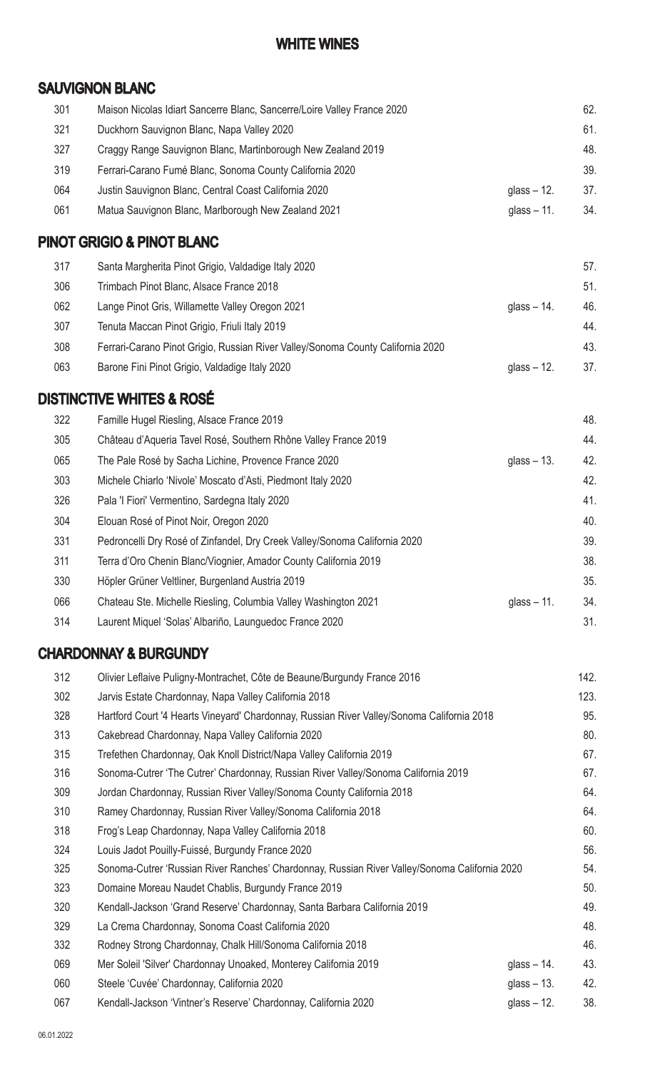# WHITE WINES

## SAUVIGNON BLANC

| | | | |
|---|---|---|---|
| 301 | Maison Nicolas Idiart Sancerre Blanc, Sancerre/Loire Valley France 2020 | | 62. |
| 321 | Duckhorn Sauvignon Blanc, Napa Valley 2020 | | 61. |
| 327 | Craggy Range Sauvignon Blanc, Martinborough New Zealand 2019 | | 48. |
| 319 | Ferrari-Carano Fumé Blanc, Sonoma County California 2020 | | 39. |
| 064 | Justin Sauvignon Blanc, Central Coast California 2020 | glass – 12. | 37. |
| 061 | Matua Sauvignon Blanc, Marlborough New Zealand 2021 | glass – 11. | 34. |

## PINOT GRIGIO & PINOT BLANC

| | | | |
|---|---|---|---|
| 317 | Santa Margherita Pinot Grigio, Valdadige Italy 2020 | | 57. |
| 306 | Trimbach Pinot Blanc, Alsace France 2018 | | 51. |
| 062 | Lange Pinot Gris, Willamette Valley Oregon 2021 | glass – 14. | 46. |
| 307 | Tenuta Maccan Pinot Grigio, Friuli Italy 2019 | | 44. |
| 308 | Ferrari-Carano Pinot Grigio, Russian River Valley/Sonoma County California 2020 | | 43. |
| 063 | Barone Fini Pinot Grigio, Valdadige Italy 2020 | glass – 12. | 37. |

## DISTINCTIVE WHITES & ROSÉ

| | | | |
|---|---|---|---|
| 322 | Famille Hugel Riesling, Alsace France 2019 | | 48. |
| 305 | Château d'Aqueria Tavel Rosé, Southern Rhône Valley France 2019 | | 44. |
| 065 | The Pale Rosé by Sacha Lichine, Provence France 2020 | glass – 13. | 42. |
| 303 | Michele Chiarlo 'Nivole' Moscato d'Asti, Piedmont Italy 2020 | | 42. |
| 326 | Pala 'I Fiori' Vermentino, Sardegna Italy 2020 | | 41. |
| 304 | Elouan Rosé of Pinot Noir, Oregon 2020 | | 40. |
| 331 | Pedroncelli Dry Rosé of Zinfandel, Dry Creek Valley/Sonoma California 2020 | | 39. |
| 311 | Terra d'Oro Chenin Blanc/Viognier, Amador County California 2019 | | 38. |
| 330 | Höpler Grüner Veltliner, Burgenland Austria 2019 | | 35. |
| 066 | Chateau Ste. Michelle Riesling, Columbia Valley Washington 2021 | glass – 11. | 34. |
| 314 | Laurent Miquel 'Solas' Albariño, Launguedoc France 2020 | | 31. |

## CHARDONNAY & BURGUNDY

| | | | |
|---|---|---|---|
| 312 | Olivier Leflaive Puligny-Montrachet, Côte de Beaune/Burgundy France 2016 | | 142. |
| 302 | Jarvis Estate Chardonnay, Napa Valley California 2018 | | 123. |
| 328 | Hartford Court '4 Hearts Vineyard' Chardonnay, Russian River Valley/Sonoma California 2018 | | 95. |
| 313 | Cakebread Chardonnay, Napa Valley California 2020 | | 80. |
| 315 | Trefethen Chardonnay, Oak Knoll District/Napa Valley California 2019 | | 67. |
| 316 | Sonoma-Cutrer 'The Cutrer' Chardonnay, Russian River Valley/Sonoma California 2019 | | 67. |
| 309 | Jordan Chardonnay, Russian River Valley/Sonoma County California 2018 | | 64. |
| 310 | Ramey Chardonnay, Russian River Valley/Sonoma California 2018 | | 64. |
| 318 | Frog's Leap Chardonnay, Napa Valley California 2018 | | 60. |
| 324 | Louis Jadot Pouilly-Fuissé, Burgundy France 2020 | | 56. |
| 325 | Sonoma-Cutrer 'Russian River Ranches' Chardonnay, Russian River Valley/Sonoma California 2020 | | 54. |
| 323 | Domaine Moreau Naudet Chablis, Burgundy France 2019 | | 50. |
| 320 | Kendall-Jackson 'Grand Reserve' Chardonnay, Santa Barbara California 2019 | | 49. |
| 329 | La Crema Chardonnay, Sonoma Coast California 2020 | | 48. |
| 332 | Rodney Strong Chardonnay, Chalk Hill/Sonoma California 2018 | | 46. |
| 069 | Mer Soleil 'Silver' Chardonnay Unoaked, Monterey California 2019 | glass – 14. | 43. |
| 060 | Steele 'Cuvée' Chardonnay, California 2020 | glass – 13. | 42. |
| 067 | Kendall-Jackson 'Vintner's Reserve' Chardonnay, California 2020 | glass – 12. | 38. |

06.01.2022